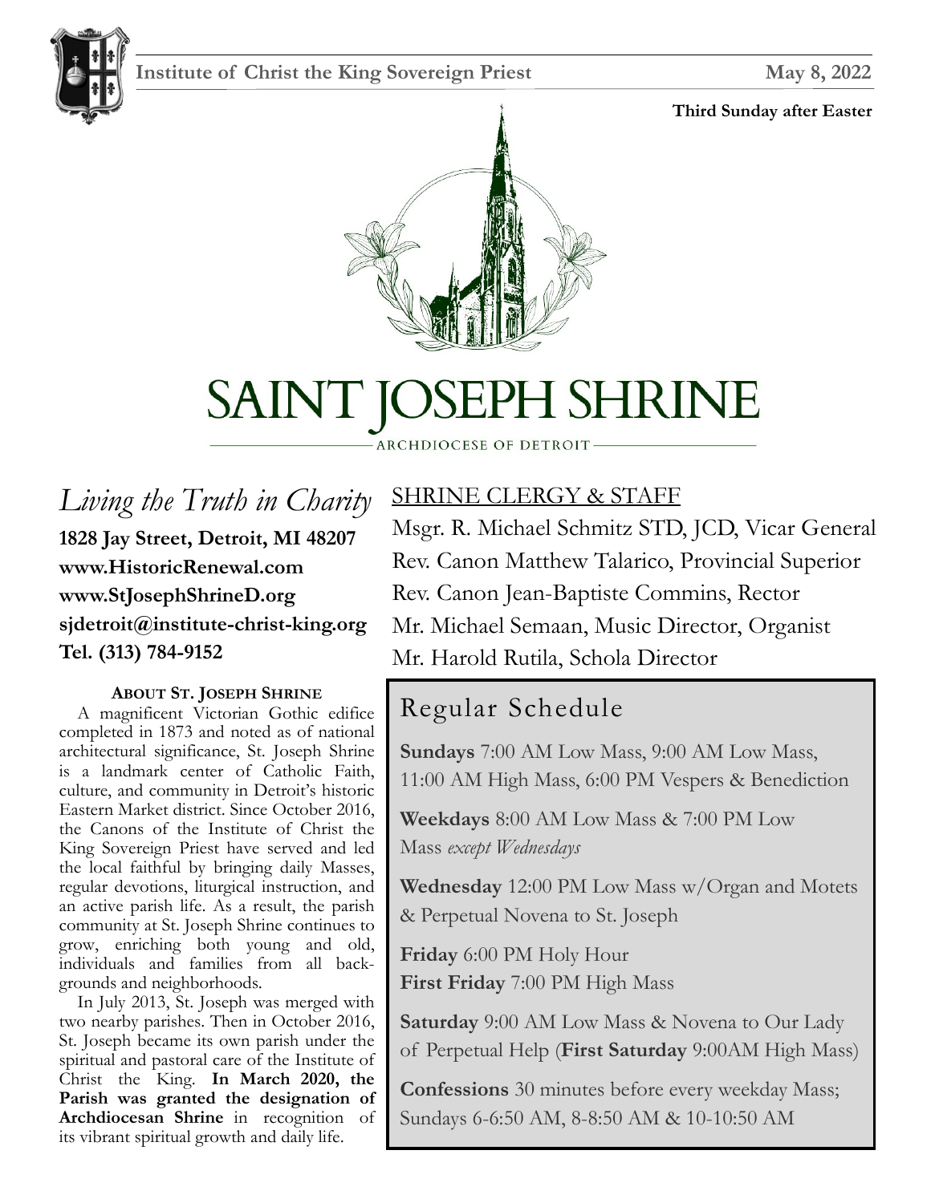**Institute of Christ the King Sovereign Priest** **May 8, 2022**

**Third Sunday after Easter**

# SAINT JOSEPH SHRINE

ARCHDIOCESE OF DETROIT

*Living the Truth in Charity*

**1828 Jay Street, Detroit, MI 48207**
**www.HistoricRenewal.com**
**www.StJosephShrineD.org**
**sjdetroit@institute-christ-king.org**
**Tel. (313) 784-9152**

### ABOUT ST. JOSEPH SHRINE

A magnificent Victorian Gothic edifice completed in 1873 and noted as of national architectural significance, St. Joseph Shrine is a landmark center of Catholic Faith, culture, and community in Detroit's historic Eastern Market district. Since October 2016, the Canons of the Institute of Christ the King Sovereign Priest have served and led the local faithful by bringing daily Masses, regular devotions, liturgical instruction, and an active parish life. As a result, the parish community at St. Joseph Shrine continues to grow, enriching both young and old, individuals and families from all backgrounds and neighborhoods.

In July 2013, St. Joseph was merged with two nearby parishes. Then in October 2016, St. Joseph became its own parish under the spiritual and pastoral care of the Institute of Christ the King. **In March 2020, the Parish was granted the designation of Archdiocesan Shrine** in recognition of its vibrant spiritual growth and daily life.

## SHRINE CLERGY & STAFF

Msgr. R. Michael Schmitz STD, JCD, Vicar General
Rev. Canon Matthew Talarico, Provincial Superior
Rev. Canon Jean-Baptiste Commins, Rector
Mr. Michael Semaan, Music Director, Organist
Mr. Harold Rutila, Schola Director

## Regular Schedule

**Sundays** 7:00 AM Low Mass, 9:00 AM Low Mass, 11:00 AM High Mass, 6:00 PM Vespers & Benediction

**Weekdays** 8:00 AM Low Mass & 7:00 PM Low Mass *except Wednesdays*

**Wednesday** 12:00 PM Low Mass w/Organ and Motets & Perpetual Novena to St. Joseph

**Friday** 6:00 PM Holy Hour
**First Friday** 7:00 PM High Mass

**Saturday** 9:00 AM Low Mass & Novena to Our Lady of Perpetual Help (**First Saturday** 9:00AM High Mass)

**Confessions** 30 minutes before every weekday Mass; Sundays 6-6:50 AM, 8-8:50 AM & 10-10:50 AM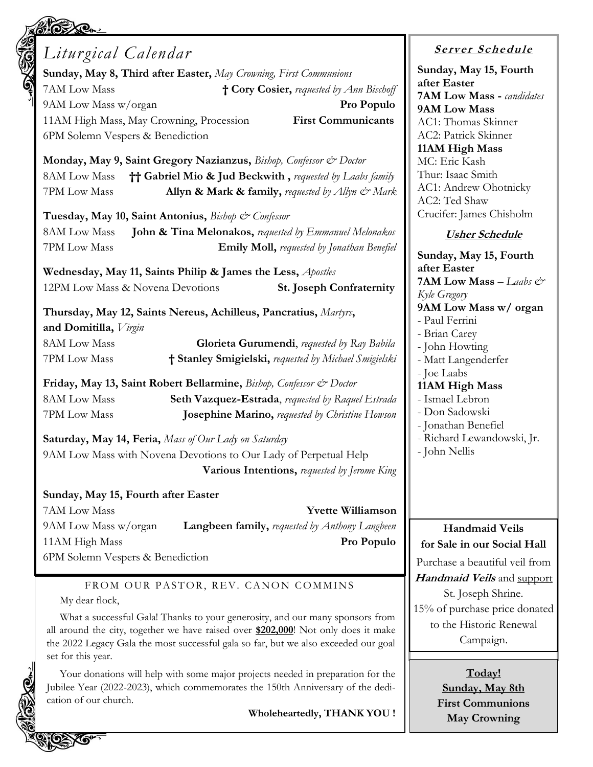## Liturgical Calendar

**Sunday, May 8, Third after Easter,** *May Crowning, First Communions*
7AM Low Mass **† Cory Cosier,** *requested by Ann Bischoff*
9AM Low Mass w/organ **Pro Populo**
11AM High Mass, May Crowning, Procession **First Communicants**
6PM Solemn Vespers & Benediction

**Monday, May 9, Saint Gregory Nazianzus,** *Bishop, Confessor & Doctor*
8AM Low Mass **†† Gabriel Mio & Jud Beckwith ,** *requested by Laabs family*
7PM Low Mass **Allyn & Mark & family,** *requested by Allyn & Mark*

**Tuesday, May 10, Saint Antonius,** *Bishop & Confessor*
8AM Low Mass **John & Tina Melonakos,** *requested by Emmanuel Melonakos*
7PM Low Mass **Emily Moll,** *requested by Jonathan Benefiel*

**Wednesday, May 11, Saints Philip & James the Less,** *Apostles*
12PM Low Mass & Novena Devotions **St. Joseph Confraternity**

**Thursday, May 12, Saints Nereus, Achilleus, Pancratius,** *Martyrs*, **and Domitilla,** *Virgin*
8AM Low Mass **Glorieta Gurumendi**, *requested by Ray Babila*
7PM Low Mass **† Stanley Smigielski,** *requested by Michael Smigielski*

**Friday, May 13, Saint Robert Bellarmine,** *Bishop, Confessor & Doctor*
8AM Low Mass **Seth Vazquez-Estrada**, *requested by Raquel Estrada*
7PM Low Mass **Josephine Marino,** *requested by Christine Howson*

**Saturday, May 14, Feria,** *Mass of Our Lady on Saturday*
9AM Low Mass with Novena Devotions to Our Lady of Perpetual Help
**Various Intentions,** *requested by Jerome King*

**Sunday, May 15, Fourth after Easter**
7AM Low Mass **Yvette Williamson**
9AM Low Mass w/organ **Langbeen family,** *requested by Anthony Langbeen*
11AM High Mass **Pro Populo**
6PM Solemn Vespers & Benediction

## FROM OUR PASTOR, REV. CANON COMMINS

My dear flock,

What a successful Gala! Thanks to your generosity, and our many sponsors from all around the city, together we have raised over **$202,000**! Not only does it make the 2022 Legacy Gala the most successful gala so far, but we also exceeded our goal set for this year.

Your donations will help with some major projects needed in preparation for the Jubilee Year (2022-2023), which commemorates the 150th Anniversary of the dedication of our church.

**Wholeheartedly, THANK YOU !**

### Server Schedule

**Sunday, May 15, Fourth after Easter**
**7AM Low Mass -** *candidates*
**9AM Low Mass**
AC1: Thomas Skinner
AC2: Patrick Skinner
**11AM High Mass**
MC: Eric Kash
Thur: Isaac Smith
AC1: Andrew Ohotnicky
AC2: Ted Shaw
Crucifer: James Chisholm

### Usher Schedule

**Sunday, May 15, Fourth after Easter**
**7AM Low Mass** – *Laabs & Kyle Gregory*
**9AM Low Mass w/ organ**
- Paul Ferrini
- Brian Carey
- John Howting
- Matt Langenderfer
- Joe Laabs

**11AM High Mass**
- Ismael Lebron
- Don Sadowski
- Jonathan Benefiel
- Richard Lewandowski, Jr.
- John Nellis

**Handmaid Veils for Sale in our Social Hall**

Purchase a beautiful veil from ***Handmaid Veils*** and support St. Joseph Shrine. 15% of purchase price donated to the Historic Renewal Campaign.

**Today!**
**Sunday, May 8th**
**First Communions**
**May Crowning**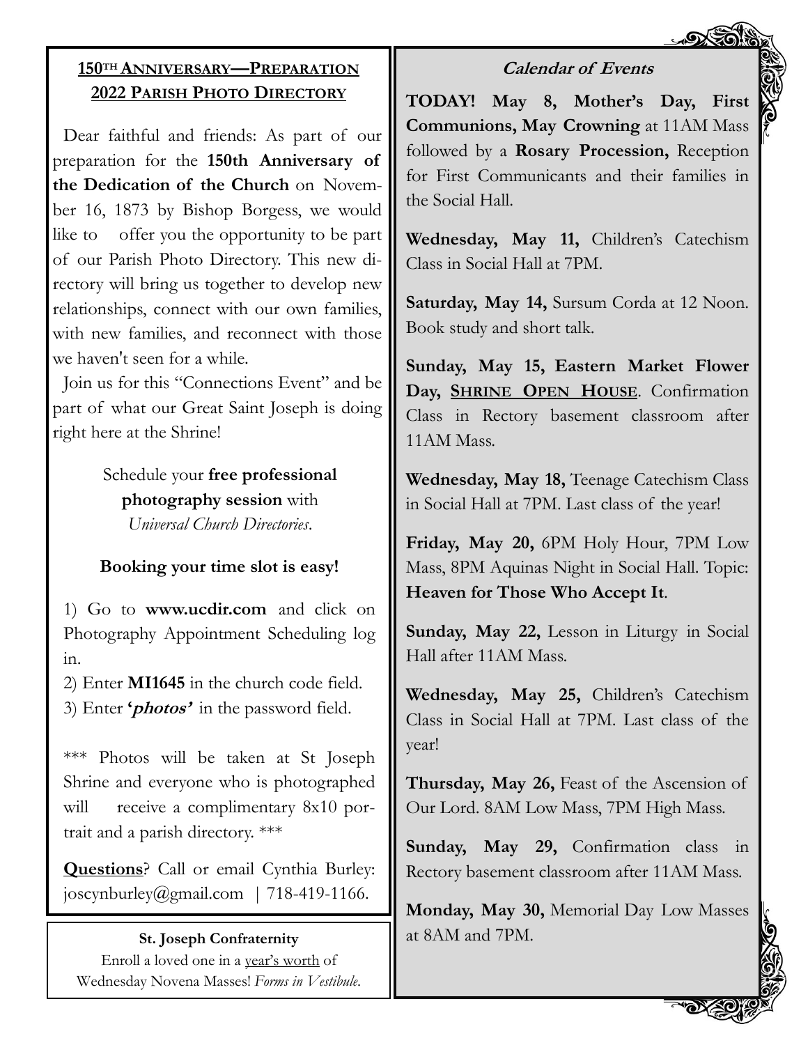## 150TH ANNIVERSARY—PREPARATION
## 2022 PARISH PHOTO DIRECTORY

Dear faithful and friends: As part of our preparation for the **150th Anniversary of the Dedication of the Church** on November 16, 1873 by Bishop Borgess, we would like to offer you the opportunity to be part of our Parish Photo Directory. This new directory will bring us together to develop new relationships, connect with our own families, with new families, and reconnect with those we haven't seen for a while.

Join us for this "Connections Event" and be part of what our Great Saint Joseph is doing right here at the Shrine!

Schedule your **free professional photography session** with *Universal Church Directories*.

**Booking your time slot is easy!**

1) Go to **www.ucdir.com** and click on Photography Appointment Scheduling log in.
2) Enter **MI1645** in the church code field.
3) Enter **'*photos*'** in the password field.

*** Photos will be taken at St Joseph Shrine and everyone who is photographed will receive a complimentary 8x10 portrait and a parish directory. ***

**Questions**? Call or email Cynthia Burley: joscynburley@gmail.com | 718-419-1166.

**St. Joseph Confraternity**
Enroll a loved one in a year's worth of Wednesday Novena Masses! *Forms in Vestibule.*

### *Calendar of Events*

**TODAY! May 8, Mother's Day, First Communions, May Crowning** at 11AM Mass followed by a **Rosary Procession,** Reception for First Communicants and their families in the Social Hall.

**Wednesday, May 11,** Children's Catechism Class in Social Hall at 7PM.

**Saturday, May 14,** Sursum Corda at 12 Noon. Book study and short talk.

**Sunday, May 15, Eastern Market Flower Day, SHRINE OPEN HOUSE**. Confirmation Class in Rectory basement classroom after 11AM Mass.

**Wednesday, May 18,** Teenage Catechism Class in Social Hall at 7PM. Last class of the year!

**Friday, May 20,** 6PM Holy Hour, 7PM Low Mass, 8PM Aquinas Night in Social Hall. Topic: **Heaven for Those Who Accept It**.

**Sunday, May 22,** Lesson in Liturgy in Social Hall after 11AM Mass.

**Wednesday, May 25,** Children's Catechism Class in Social Hall at 7PM. Last class of the year!

**Thursday, May 26,** Feast of the Ascension of Our Lord. 8AM Low Mass, 7PM High Mass.

**Sunday, May 29,** Confirmation class in Rectory basement classroom after 11AM Mass.

**Monday, May 30,** Memorial Day Low Masses at 8AM and 7PM.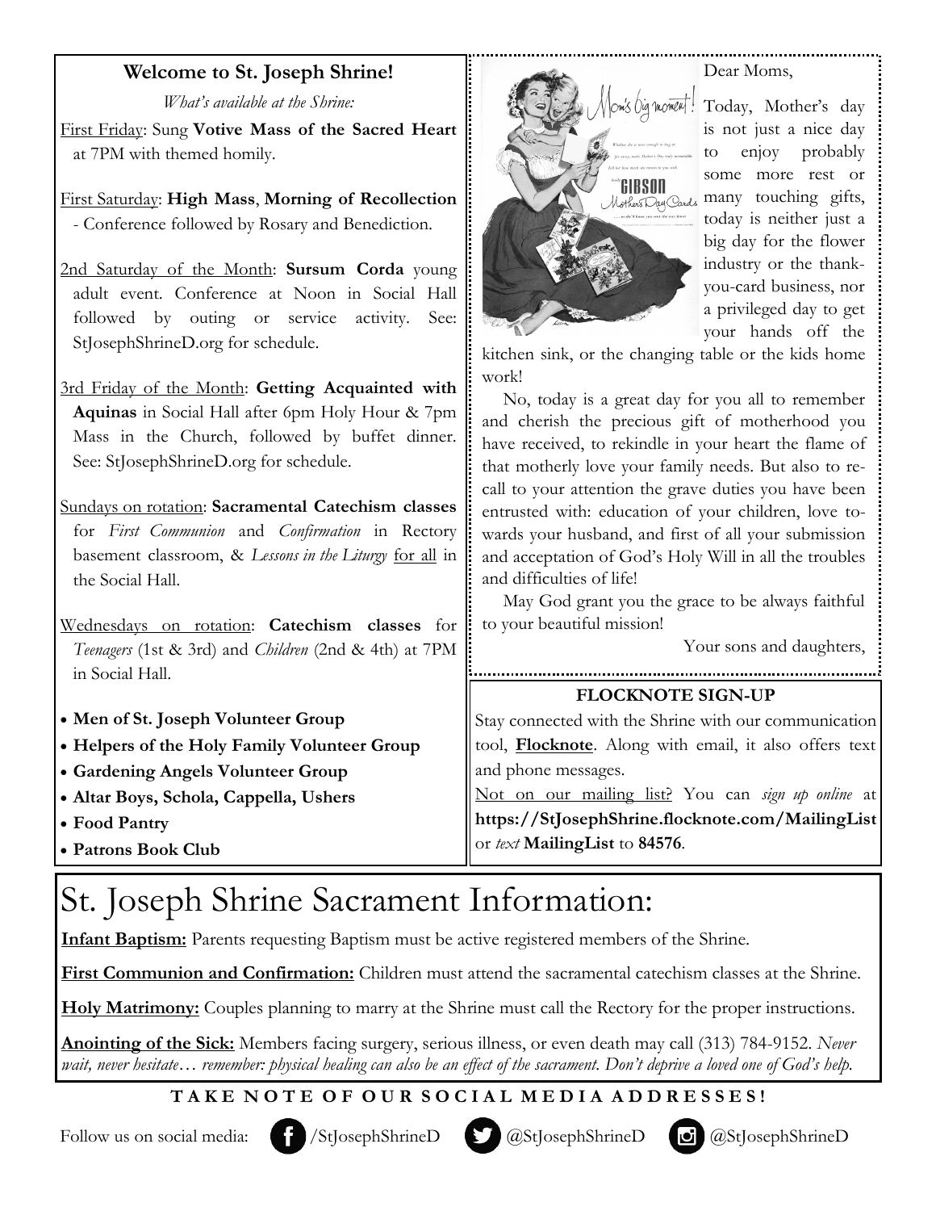## Welcome to St. Joseph Shrine!

*What's available at the Shrine:*

First Friday: Sung **Votive Mass of the Sacred Heart** at 7PM with themed homily.

First Saturday: **High Mass**, **Morning of Recollection** - Conference followed by Rosary and Benediction.

2nd Saturday of the Month: **Sursum Corda** young adult event. Conference at Noon in Social Hall followed by outing or service activity. See: StJosephShrineD.org for schedule.

3rd Friday of the Month: **Getting Acquainted with Aquinas** in Social Hall after 6pm Holy Hour & 7pm Mass in the Church, followed by buffet dinner. See: StJosephShrineD.org for schedule.

Sundays on rotation: **Sacramental Catechism classes** for *First Communion* and *Confirmation* in Rectory basement classroom, & *Lessons in the Liturgy* for all in the Social Hall.

Wednesdays on rotation: **Catechism classes** for *Teenagers* (1st & 3rd) and *Children* (2nd & 4th) at 7PM in Social Hall.

- **Men of St. Joseph Volunteer Group**
- **Helpers of the Holy Family Volunteer Group**
- **Gardening Angels Volunteer Group**
- **Altar Boys, Schola, Cappella, Ushers**
- **Food Pantry**
- **Patrons Book Club**

Dear Moms,

Today, Mother's day is not just a nice day to enjoy probably some more rest or many touching gifts, today is neither just a big day for the flower industry or the thank-you-card business, nor a privileged day to get your hands off the kitchen sink, or the changing table or the kids home work!

No, today is a great day for you all to remember and cherish the precious gift of motherhood you have received, to rekindle in your heart the flame of that motherly love your family needs. But also to re-call to your attention the grave duties you have been entrusted with: education of your children, love towards your husband, and first of all your submission and acceptation of God's Holy Will in all the troubles and difficulties of life!

May God grant you the grace to be always faithful to your beautiful mission!

Your sons and daughters,

### FLOCKNOTE SIGN-UP

Stay connected with the Shrine with our communication tool, **Flocknote**. Along with email, it also offers text and phone messages.

Not on our mailing list? You can *sign up online* at **https://StJosephShrine.flocknote.com/MailingList** or *text* **MailingList** to **84576**.

# St. Joseph Shrine Sacrament Information:

**Infant Baptism:** Parents requesting Baptism must be active registered members of the Shrine.

**First Communion and Confirmation:** Children must attend the sacramental catechism classes at the Shrine.

**Holy Matrimony:** Couples planning to marry at the Shrine must call the Rectory for the proper instructions.

**Anointing of the Sick:** Members facing surgery, serious illness, or even death may call (313) 784-9152. *Never wait, never hesitate… remember: physical healing can also be an effect of the sacrament. Don't deprive a loved one of God's help.*

**TAKE NOTE OF OUR SOCIAL MEDIA ADDRESSES!**

Follow us on social media: /StJosephShrineD @StJosephShrineD @StJosephShrineD